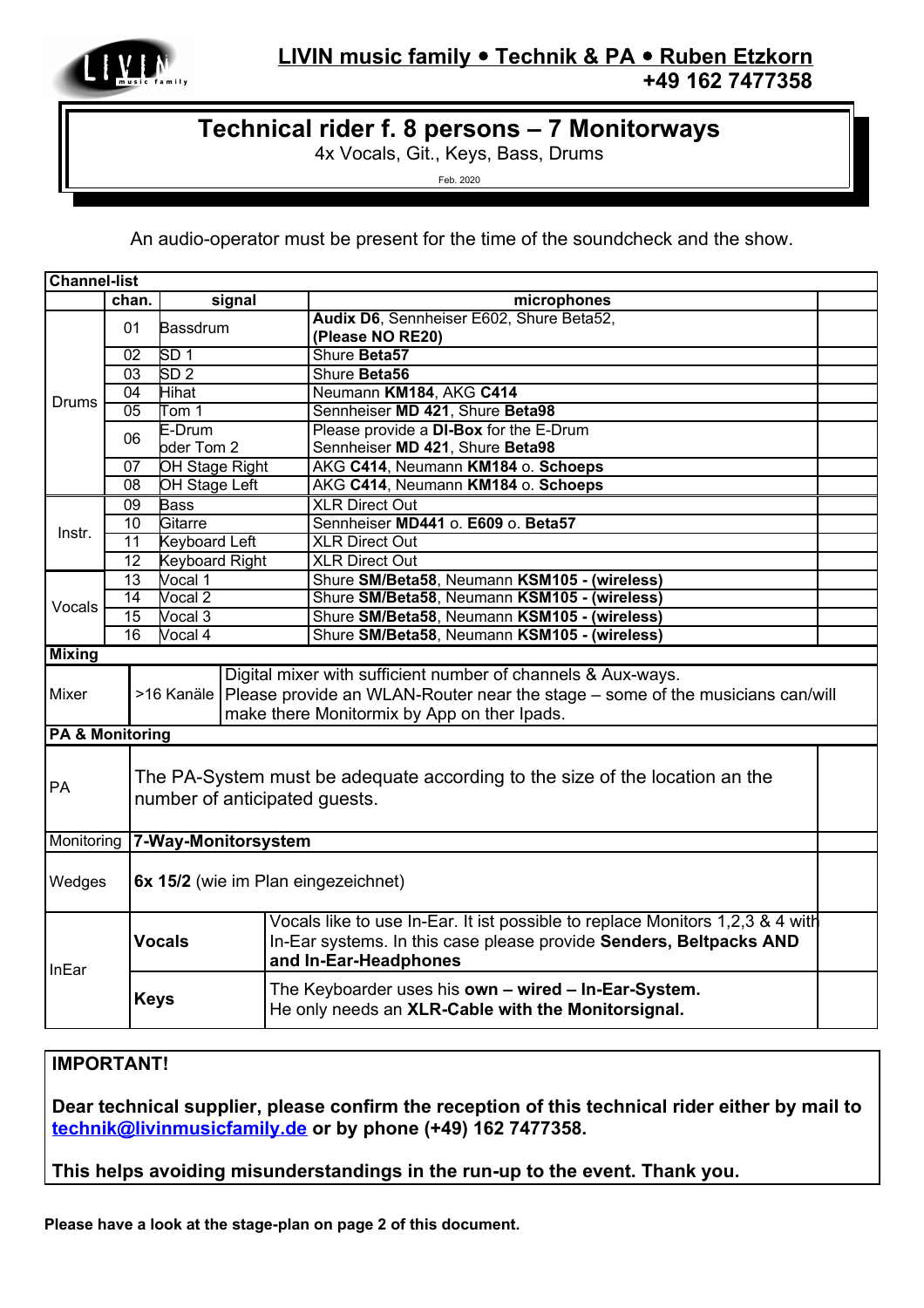**LIVIN music family • Technik & PA • Ruben Etzkorn**
**+49 162 7477358**

# Technical rider f. 8 persons – 7 Monitorways

4x Vocals, Git., Keys, Bass, Drums

Feb. 2020

An audio-operator must be present for the time of the soundcheck and the show.

| **Channel-list** | | | | |
|---|---|---|---|---|
| | **chan.** | **signal** | **microphones** | |
| Drums | 01 | Bassdrum | **Audix D6**, Sennheiser E602, Shure Beta52, **(Please NO RE20)** | |
| | 02 | SD 1 | Shure **Beta57** | |
| | 03 | SD 2 | Shure **Beta56** | |
| | 04 | Hihat | Neumann **KM184**, AKG **C414** | |
| | 05 | Tom 1 | Sennheiser **MD 421**, Shure **Beta98** | |
| | 06 | E-Drum oder Tom 2 | Please provide a **DI-Box** for the E-Drum Sennheiser **MD 421**, Shure **Beta98** | |
| | 07 | OH Stage Right | AKG **C414**, Neumann **KM184** o. **Schoeps** | |
| | 08 | OH Stage Left | AKG **C414**, Neumann **KM184** o. **Schoeps** | |
| Instr. | 09 | Bass | XLR Direct Out | |
| | 10 | Gitarre | Sennheiser **MD441** o. **E609** o. **Beta57** | |
| | 11 | Keyboard Left | XLR Direct Out | |
| | 12 | Keyboard Right | XLR Direct Out | |
| Vocals | 13 | Vocal 1 | Shure **SM/Beta58**, Neumann **KSM105 - (wireless)** | |
| | 14 | Vocal 2 | Shure **SM/Beta58**, Neumann **KSM105 - (wireless)** | |
| | 15 | Vocal 3 | Shure **SM/Beta58**, Neumann **KSM105 - (wireless)** | |
| | 16 | Vocal 4 | Shure **SM/Beta58**, Neumann **KSM105 - (wireless)** | |

| **Mixing** | | |
|---|---|---|
| Mixer | >16 Kanäle | Digital mixer with sufficient number of channels & Aux-ways. Please provide an WLAN-Router near the stage – some of the musicians can/will make there Monitormix by App on ther Ipads. |

| **PA & Monitoring** | | | |
|---|---|---|---|
| PA | The PA-System must be adequate according to the size of the location an the number of anticipated guests. | | |
| Monitoring | **7-Way-Monitorsystem** | | |
| Wedges | **6x 15/2** (wie im Plan eingezeichnet) | | |
| InEar | **Vocals** | Vocals like to use In-Ear. It ist possible to replace Monitors 1,2,3 & 4 with In-Ear systems. In this case please provide **Senders, Beltpacks AND and In-Ear-Headphones** | |
| | **Keys** | The Keyboarder uses his **own – wired – In-Ear-System.** He only needs an **XLR-Cable with the Monitorsignal.** | |

**IMPORTANT!**

**Dear technical supplier, please confirm the reception of this technical rider either by mail to technik@livinmusicfamily.de or by phone (+49) 162 7477358.**

**This helps avoiding misunderstandings in the run-up to the event. Thank you.**

**Please have a look at the stage-plan on page 2 of this document.**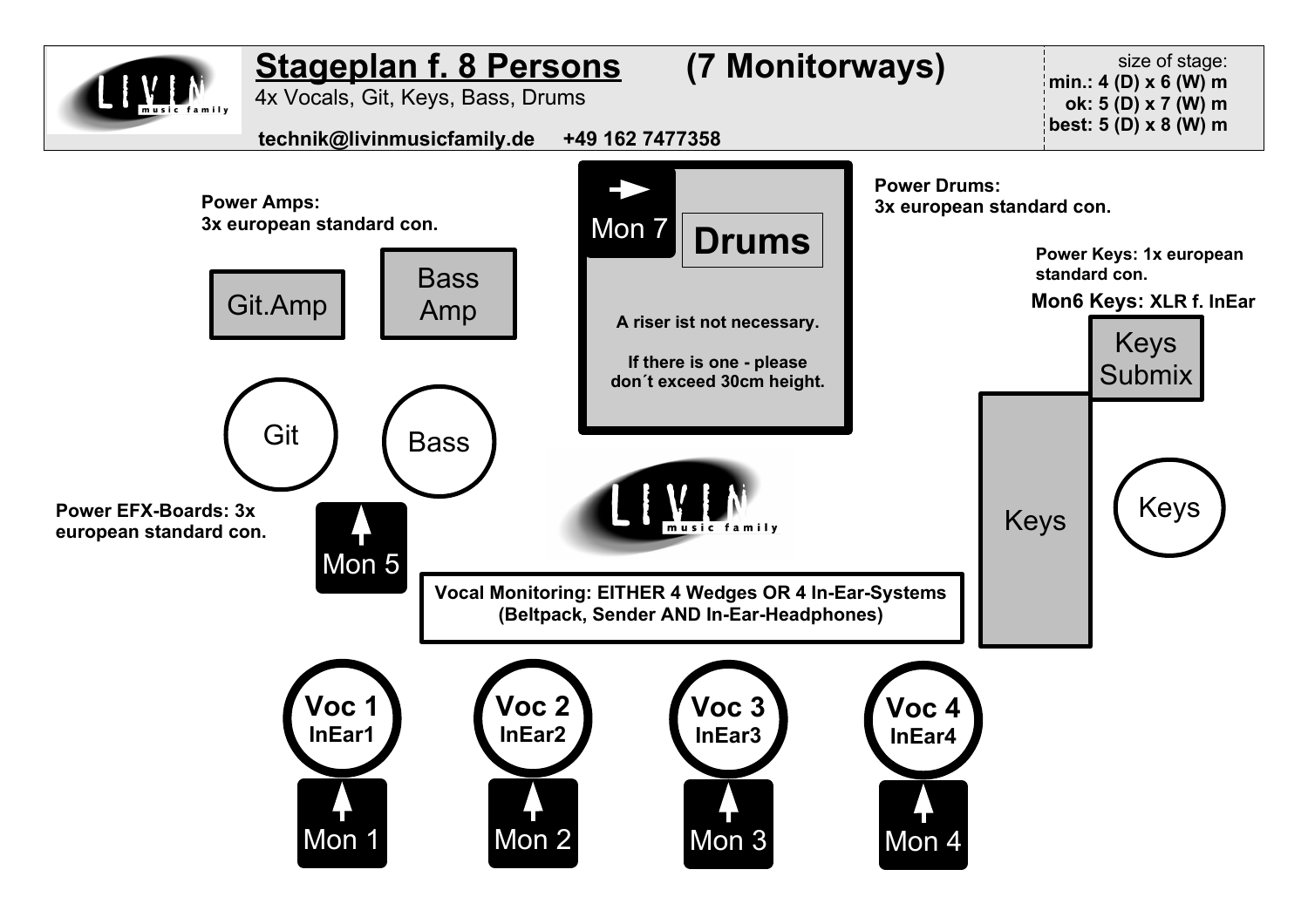# Stageplan f. 8 Persons (7 Monitorways)

4x Vocals, Git, Keys, Bass, Drums

**technik@livinmusicfamily.de** **+49 162 7477358**

size of stage:
**min.: 4 (D) x 6 (W) m**
**ok: 5 (D) x 7 (W) m**
**best: 5 (D) x 8 (W) m**

**Power Amps: 3x european standard con.**

Git.Amp

Bass Amp

Mon 7

Drums

**A riser ist not necessary.**

**If there is one - please don´t exceed 30cm height.**

**Power Drums: 3x european standard con.**

**Power Keys: 1x european standard con.**

**Mon6 Keys: XLR f. InEar**

Keys Submix

Git

Bass

Keys

Keys

**Power EFX-Boards: 3x european standard con.**

Mon 5

**Vocal Monitoring: EITHER 4 Wedges OR 4 In-Ear-Systems (Beltpack, Sender AND In-Ear-Headphones)**

**Voc 1** **InEar1**

**Voc 2** **InEar2**

**Voc 3** **InEar3**

**Voc 4** **InEar4**

Mon 1

Mon 2

Mon 3

Mon 4